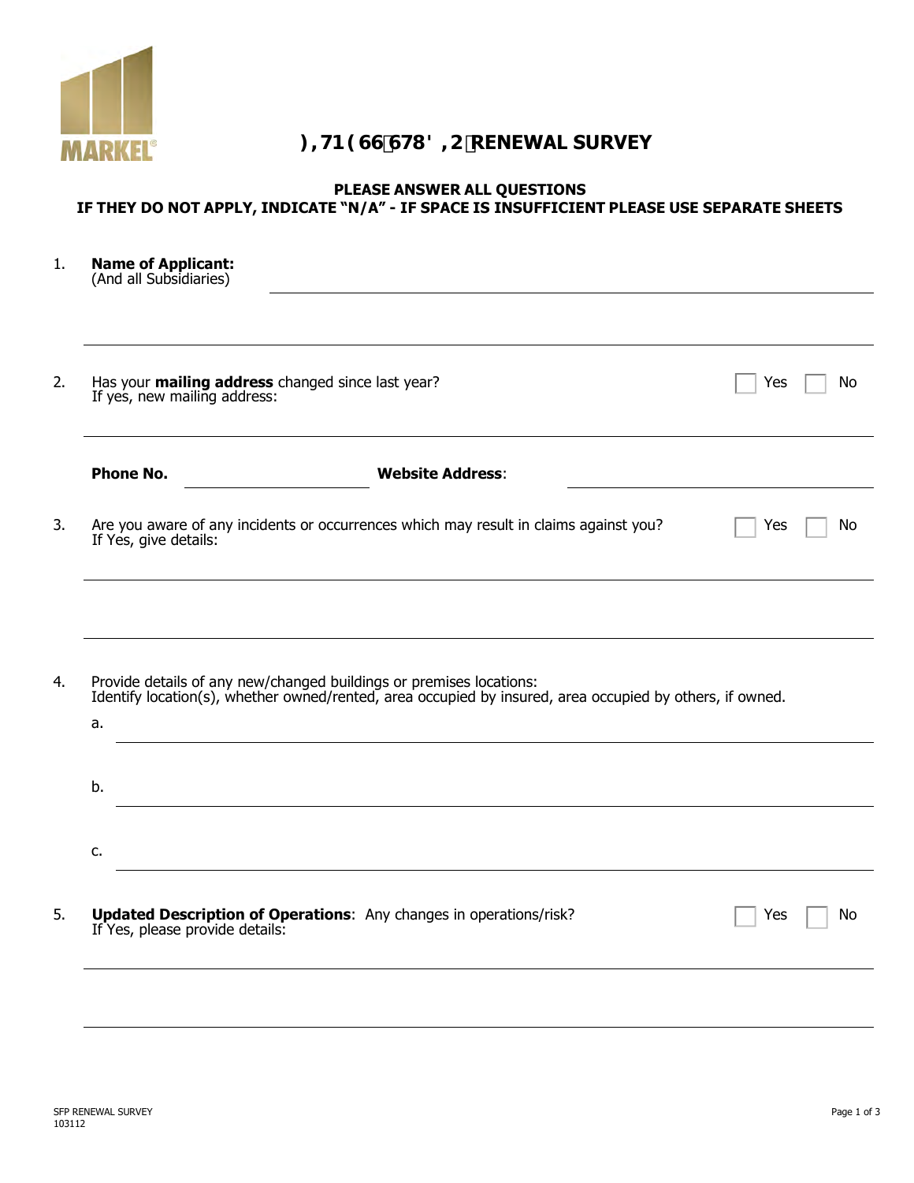# FITNESS STUDIO RENEWAL SURVEY

**PLEASE ANSWER ALL QUESTIONS**
**IF THEY DO NOT APPLY, INDICATE "N/A" - IF SPACE IS INSUFFICIENT PLEASE USE SEPARATE SHEETS**

1. **Name of Applicant:**
   (And all Subsidiaries) \_\_\_\_\_\_\_\_\_\_\_\_\_\_\_\_\_\_\_\_\_\_\_\_\_\_\_\_\_\_\_\_\_\_\_\_\_\_\_\_

   \_\_\_\_\_\_\_\_\_\_\_\_\_\_\_\_\_\_\_\_\_\_\_\_\_\_\_\_\_\_\_\_\_\_\_\_\_\_\_\_\_\_\_\_\_\_\_\_\_\_\_\_\_\_\_\_

2. Has your **mailing address** changed since last year? ☐ Yes ☐ No
   If yes, new mailing address:

   \_\_\_\_\_\_\_\_\_\_\_\_\_\_\_\_\_\_\_\_\_\_\_\_\_\_\_\_\_\_\_\_\_\_\_\_\_\_\_\_\_\_\_\_\_\_\_\_\_\_\_\_\_\_\_\_

   **Phone No.** \_\_\_\_\_\_\_\_\_\_\_\_\_\_\_\_\_\_\_\_ **Website Address**: \_\_\_\_\_\_\_\_\_\_\_\_\_\_\_\_\_\_\_\_

3. Are you aware of any incidents or occurrences which may result in claims against you? ☐ Yes ☐ No
   If Yes, give details:

   \_\_\_\_\_\_\_\_\_\_\_\_\_\_\_\_\_\_\_\_\_\_\_\_\_\_\_\_\_\_\_\_\_\_\_\_\_\_\_\_\_\_\_\_\_\_\_\_\_\_\_\_\_\_\_\_

   \_\_\_\_\_\_\_\_\_\_\_\_\_\_\_\_\_\_\_\_\_\_\_\_\_\_\_\_\_\_\_\_\_\_\_\_\_\_\_\_\_\_\_\_\_\_\_\_\_\_\_\_\_\_\_\_

4. Provide details of any new/changed buildings or premises locations:
   Identify location(s), whether owned/rented, area occupied by insured, area occupied by others, if owned.

   a. \_\_\_\_\_\_\_\_\_\_\_\_\_\_\_\_\_\_\_\_\_\_\_\_\_\_\_\_\_\_\_\_\_\_\_\_\_\_\_\_\_\_\_\_\_\_\_\_\_\_\_\_

   b. \_\_\_\_\_\_\_\_\_\_\_\_\_\_\_\_\_\_\_\_\_\_\_\_\_\_\_\_\_\_\_\_\_\_\_\_\_\_\_\_\_\_\_\_\_\_\_\_\_\_\_\_

   c. \_\_\_\_\_\_\_\_\_\_\_\_\_\_\_\_\_\_\_\_\_\_\_\_\_\_\_\_\_\_\_\_\_\_\_\_\_\_\_\_\_\_\_\_\_\_\_\_\_\_\_\_

5. **Updated Description of Operations**: Any changes in operations/risk? ☐ Yes ☐ No
   If Yes, please provide details:

   \_\_\_\_\_\_\_\_\_\_\_\_\_\_\_\_\_\_\_\_\_\_\_\_\_\_\_\_\_\_\_\_\_\_\_\_\_\_\_\_\_\_\_\_\_\_\_\_\_\_\_\_\_\_\_\_

   \_\_\_\_\_\_\_\_\_\_\_\_\_\_\_\_\_\_\_\_\_\_\_\_\_\_\_\_\_\_\_\_\_\_\_\_\_\_\_\_\_\_\_\_\_\_\_\_\_\_\_\_\_\_\_\_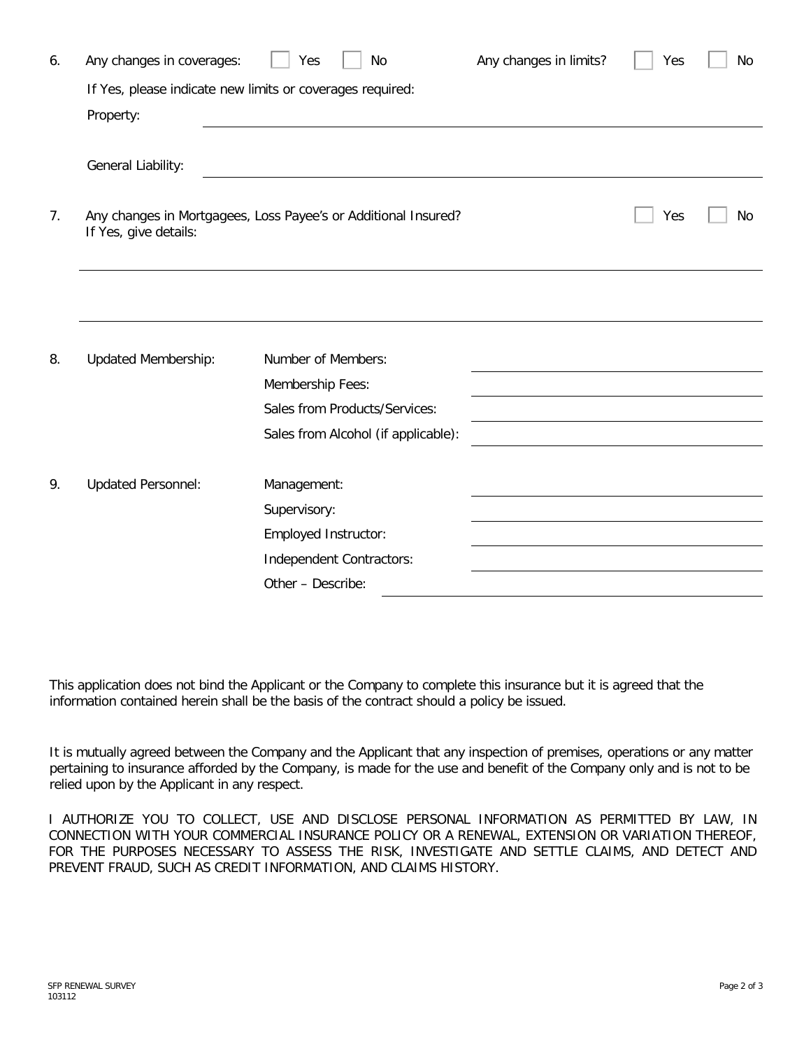6. Any changes in coverages: ☐ Yes ☐ No    Any changes in limits? ☐ Yes ☐ No

   If Yes, please indicate new limits or coverages required:

   Property: \_\_\_\_\_\_\_\_\_\_\_\_\_\_\_\_\_\_\_\_\_\_\_\_\_\_\_\_\_\_\_\_\_\_\_\_\_\_\_\_

   General Liability: \_\_\_\_\_\_\_\_\_\_\_\_\_\_\_\_\_\_\_\_\_\_\_\_\_\_\_\_\_\_\_\_\_\_\_\_\_\_\_\_

7. Any changes in Mortgagees, Loss Payee's or Additional Insured? ☐ Yes ☐ No

   If Yes, give details:

   \_\_\_\_\_\_\_\_\_\_\_\_\_\_\_\_\_\_\_\_\_\_\_\_\_\_\_\_\_\_\_\_\_\_\_\_\_\_\_\_\_\_\_\_\_\_\_\_

   \_\_\_\_\_\_\_\_\_\_\_\_\_\_\_\_\_\_\_\_\_\_\_\_\_\_\_\_\_\_\_\_\_\_\_\_\_\_\_\_\_\_\_\_\_\_\_\_

8. Updated Membership:

   | | |
   |---|---|
   | Number of Members: | |
   | Membership Fees: | |
   | Sales from Products/Services: | |
   | Sales from Alcohol (if applicable): | |

9. Updated Personnel:

   | | |
   |---|---|
   | Management: | |
   | Supervisory: | |
   | Employed Instructor: | |
   | Independent Contractors: | |
   | Other – Describe: | |

This application does not bind the Applicant or the Company to complete this insurance but it is agreed that the information contained herein shall be the basis of the contract should a policy be issued.

It is mutually agreed between the Company and the Applicant that any inspection of premises, operations or any matter pertaining to insurance afforded by the Company, is made for the use and benefit of the Company only and is not to be relied upon by the Applicant in any respect.

I AUTHORIZE YOU TO COLLECT, USE AND DISCLOSE PERSONAL INFORMATION AS PERMITTED BY LAW, IN CONNECTION WITH YOUR COMMERCIAL INSURANCE POLICY OR A RENEWAL, EXTENSION OR VARIATION THEREOF, FOR THE PURPOSES NECESSARY TO ASSESS THE RISK, INVESTIGATE AND SETTLE CLAIMS, AND DETECT AND PREVENT FRAUD, SUCH AS CREDIT INFORMATION, AND CLAIMS HISTORY.

SFP RENEWAL SURVEY
103112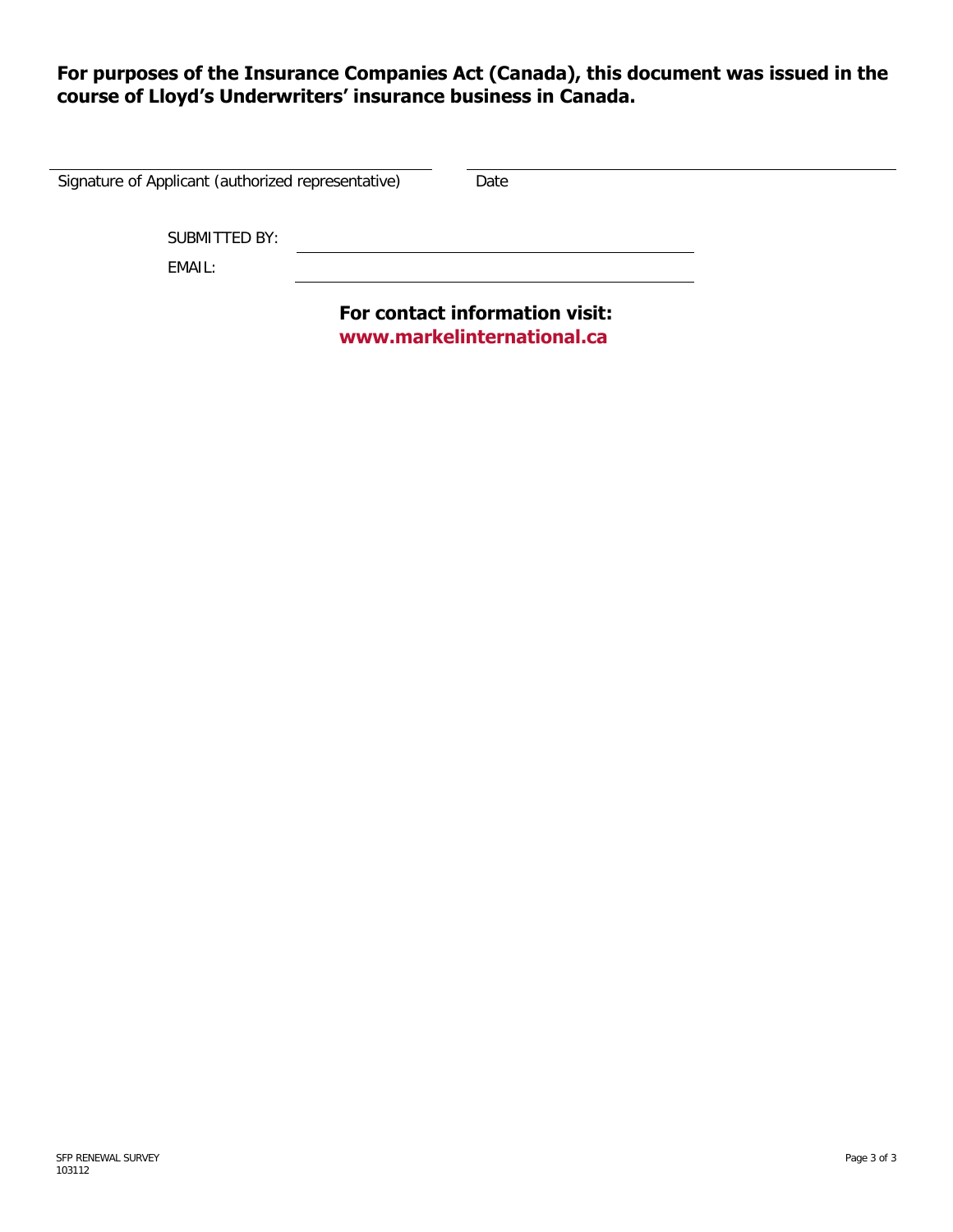**For purposes of the Insurance Companies Act (Canada), this document was issued in the course of Lloyd's Underwriters' insurance business in Canada.**

Signature of Applicant (authorized representative) _______________ Date _______________

SUBMITTED BY: _______________

EMAIL: _______________

**For contact information visit:**
**www.markelinternational.ca**

SFP RENEWAL SURVEY
103112